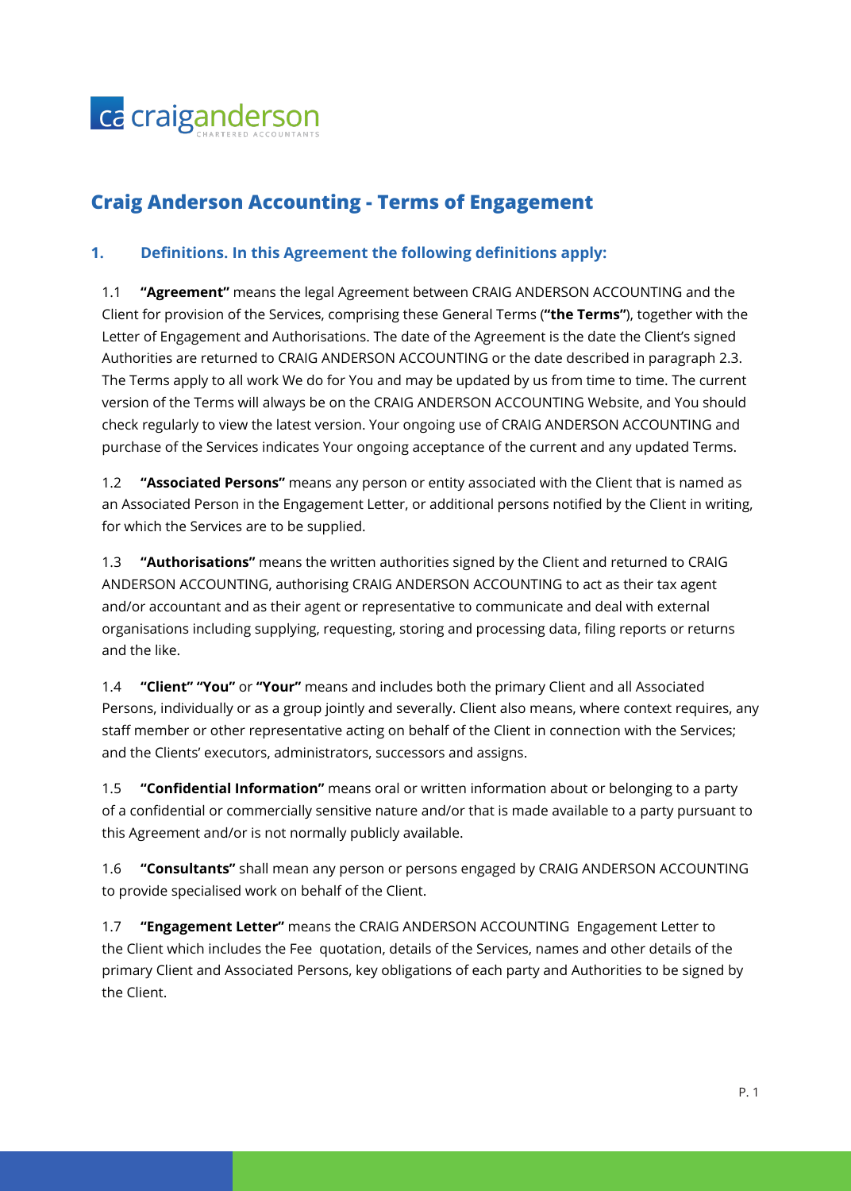# Craig Anderson Accounting - Terms of Engagement

## 1. Definitions. In this Agreement the following definitions apply:

1.1 **"Agreement"** means the legal Agreement between CRAIG ANDERSON ACCOUNTING and the Client for provision of the Services, comprising these General Terms (**"the Terms"**), together with the Letter of Engagement and Authorisations. The date of the Agreement is the date the Client's signed Authorities are returned to CRAIG ANDERSON ACCOUNTING or the date described in paragraph 2.3. The Terms apply to all work We do for You and may be updated by us from time to time. The current version of the Terms will always be on the CRAIG ANDERSON ACCOUNTING Website, and You should check regularly to view the latest version. Your ongoing use of CRAIG ANDERSON ACCOUNTING and purchase of the Services indicates Your ongoing acceptance of the current and any updated Terms.

1.2 **"Associated Persons"** means any person or entity associated with the Client that is named as an Associated Person in the Engagement Letter, or additional persons notified by the Client in writing, for which the Services are to be supplied.

1.3 **"Authorisations"** means the written authorities signed by the Client and returned to CRAIG ANDERSON ACCOUNTING, authorising CRAIG ANDERSON ACCOUNTING to act as their tax agent and/or accountant and as their agent or representative to communicate and deal with external organisations including supplying, requesting, storing and processing data, filing reports or returns and the like.

1.4 **"Client" "You"** or **"Your"** means and includes both the primary Client and all Associated Persons, individually or as a group jointly and severally. Client also means, where context requires, any staff member or other representative acting on behalf of the Client in connection with the Services; and the Clients' executors, administrators, successors and assigns.

1.5 **"Confidential Information"** means oral or written information about or belonging to a party of a confidential or commercially sensitive nature and/or that is made available to a party pursuant to this Agreement and/or is not normally publicly available.

1.6 **"Consultants"** shall mean any person or persons engaged by CRAIG ANDERSON ACCOUNTING to provide specialised work on behalf of the Client.

1.7 **"Engagement Letter"** means the CRAIG ANDERSON ACCOUNTING Engagement Letter to the Client which includes the Fee quotation, details of the Services, names and other details of the primary Client and Associated Persons, key obligations of each party and Authorities to be signed by the Client.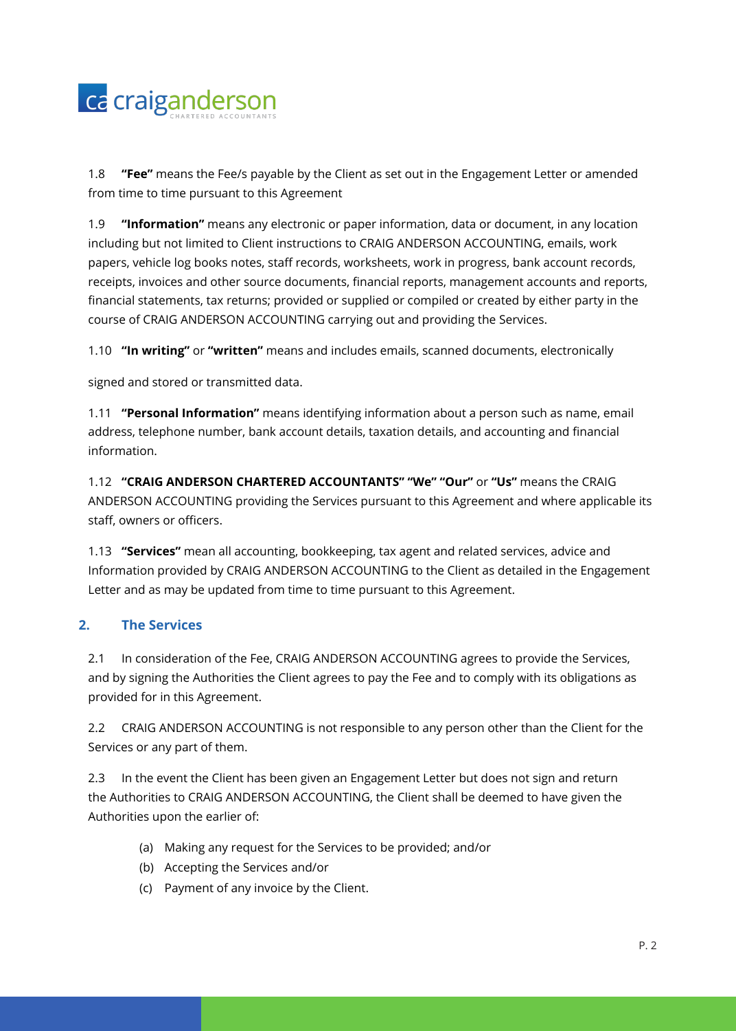1.8 **"Fee"** means the Fee/s payable by the Client as set out in the Engagement Letter or amended from time to time pursuant to this Agreement

1.9 **"Information"** means any electronic or paper information, data or document, in any location including but not limited to Client instructions to CRAIG ANDERSON ACCOUNTING, emails, work papers, vehicle log books notes, staff records, worksheets, work in progress, bank account records, receipts, invoices and other source documents, financial reports, management accounts and reports, financial statements, tax returns; provided or supplied or compiled or created by either party in the course of CRAIG ANDERSON ACCOUNTING carrying out and providing the Services.

1.10 **"In writing"** or **"written"** means and includes emails, scanned documents, electronically

signed and stored or transmitted data.

1.11 **"Personal Information"** means identifying information about a person such as name, email address, telephone number, bank account details, taxation details, and accounting and financial information.

1.12 **"CRAIG ANDERSON CHARTERED ACCOUNTANTS" "We" "Our"** or **"Us"** means the CRAIG ANDERSON ACCOUNTING providing the Services pursuant to this Agreement and where applicable its staff, owners or officers.

1.13 **"Services"** mean all accounting, bookkeeping, tax agent and related services, advice and Information provided by CRAIG ANDERSON ACCOUNTING to the Client as detailed in the Engagement Letter and as may be updated from time to time pursuant to this Agreement.

## 2. The Services

2.1 In consideration of the Fee, CRAIG ANDERSON ACCOUNTING agrees to provide the Services, and by signing the Authorities the Client agrees to pay the Fee and to comply with its obligations as provided for in this Agreement.

2.2 CRAIG ANDERSON ACCOUNTING is not responsible to any person other than the Client for the Services or any part of them.

2.3 In the event the Client has been given an Engagement Letter but does not sign and return the Authorities to CRAIG ANDERSON ACCOUNTING, the Client shall be deemed to have given the Authorities upon the earlier of:

- (a) Making any request for the Services to be provided; and/or
- (b) Accepting the Services and/or
- (c) Payment of any invoice by the Client.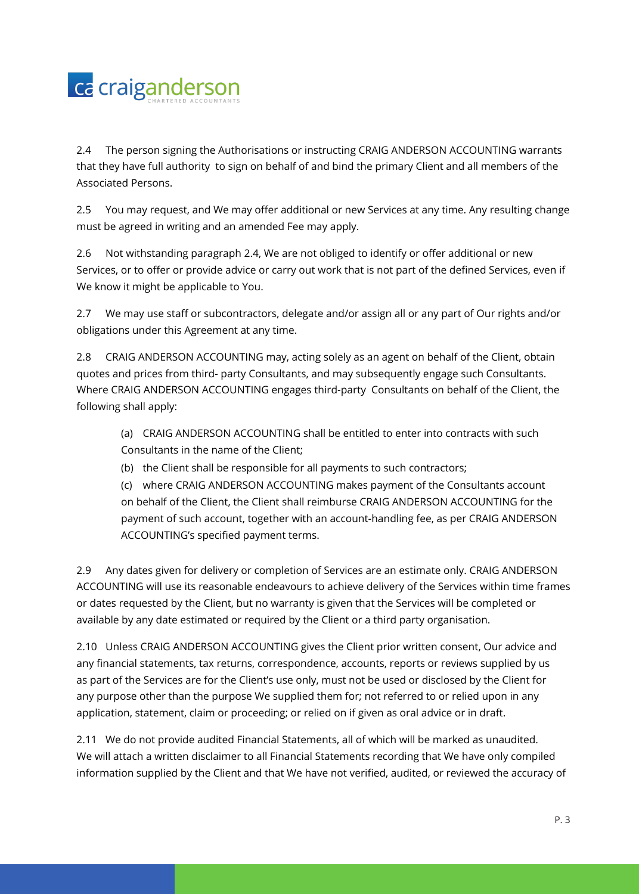2.4 The person signing the Authorisations or instructing CRAIG ANDERSON ACCOUNTING warrants that they have full authority to sign on behalf of and bind the primary Client and all members of the Associated Persons.

2.5 You may request, and We may offer additional or new Services at any time. Any resulting change must be agreed in writing and an amended Fee may apply.

2.6 Not withstanding paragraph 2.4, We are not obliged to identify or offer additional or new Services, or to offer or provide advice or carry out work that is not part of the defined Services, even if We know it might be applicable to You.

2.7 We may use staff or subcontractors, delegate and/or assign all or any part of Our rights and/or obligations under this Agreement at any time.

2.8 CRAIG ANDERSON ACCOUNTING may, acting solely as an agent on behalf of the Client, obtain quotes and prices from third- party Consultants, and may subsequently engage such Consultants. Where CRAIG ANDERSON ACCOUNTING engages third-party Consultants on behalf of the Client, the following shall apply:

> (a) CRAIG ANDERSON ACCOUNTING shall be entitled to enter into contracts with such Consultants in the name of the Client;
>
> (b) the Client shall be responsible for all payments to such contractors;
>
> (c) where CRAIG ANDERSON ACCOUNTING makes payment of the Consultants account on behalf of the Client, the Client shall reimburse CRAIG ANDERSON ACCOUNTING for the payment of such account, together with an account-handling fee, as per CRAIG ANDERSON ACCOUNTING's specified payment terms.

2.9 Any dates given for delivery or completion of Services are an estimate only. CRAIG ANDERSON ACCOUNTING will use its reasonable endeavours to achieve delivery of the Services within time frames or dates requested by the Client, but no warranty is given that the Services will be completed or available by any date estimated or required by the Client or a third party organisation.

2.10 Unless CRAIG ANDERSON ACCOUNTING gives the Client prior written consent, Our advice and any financial statements, tax returns, correspondence, accounts, reports or reviews supplied by us as part of the Services are for the Client's use only, must not be used or disclosed by the Client for any purpose other than the purpose We supplied them for; not referred to or relied upon in any application, statement, claim or proceeding; or relied on if given as oral advice or in draft.

2.11 We do not provide audited Financial Statements, all of which will be marked as unaudited. We will attach a written disclaimer to all Financial Statements recording that We have only compiled information supplied by the Client and that We have not verified, audited, or reviewed the accuracy of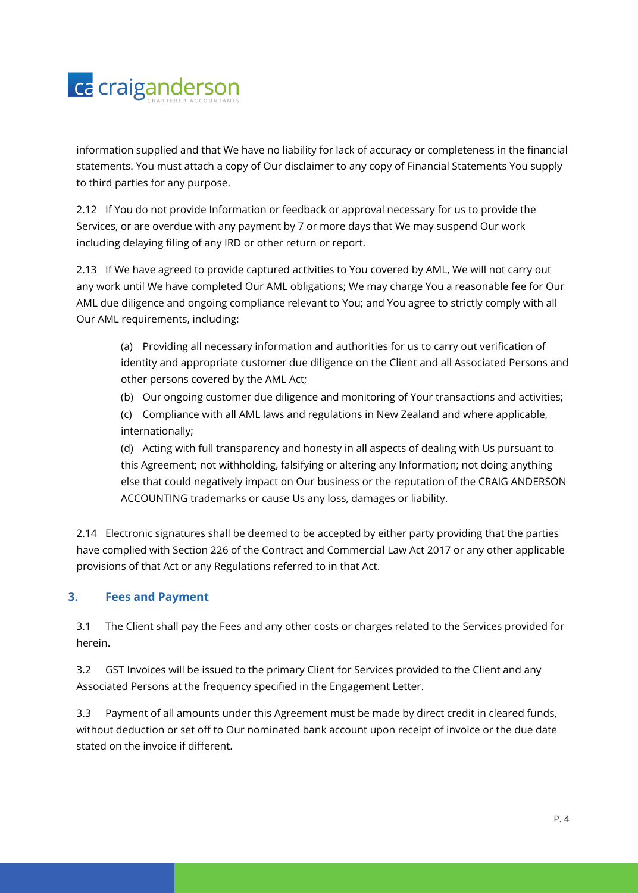information supplied and that We have no liability for lack of accuracy or completeness in the financial statements. You must attach a copy of Our disclaimer to any copy of Financial Statements You supply to third parties for any purpose.

2.12 If You do not provide Information or feedback or approval necessary for us to provide the Services, or are overdue with any payment by 7 or more days that We may suspend Our work including delaying filing of any IRD or other return or report.

2.13 If We have agreed to provide captured activities to You covered by AML, We will not carry out any work until We have completed Our AML obligations; We may charge You a reasonable fee for Our AML due diligence and ongoing compliance relevant to You; and You agree to strictly comply with all Our AML requirements, including:

(a) Providing all necessary information and authorities for us to carry out verification of identity and appropriate customer due diligence on the Client and all Associated Persons and other persons covered by the AML Act;

(b) Our ongoing customer due diligence and monitoring of Your transactions and activities;

(c) Compliance with all AML laws and regulations in New Zealand and where applicable, internationally;

(d) Acting with full transparency and honesty in all aspects of dealing with Us pursuant to this Agreement; not withholding, falsifying or altering any Information; not doing anything else that could negatively impact on Our business or the reputation of the CRAIG ANDERSON ACCOUNTING trademarks or cause Us any loss, damages or liability.

2.14 Electronic signatures shall be deemed to be accepted by either party providing that the parties have complied with Section 226 of the Contract and Commercial Law Act 2017 or any other applicable provisions of that Act or any Regulations referred to in that Act.

## 3. Fees and Payment

3.1 The Client shall pay the Fees and any other costs or charges related to the Services provided for herein.

3.2 GST Invoices will be issued to the primary Client for Services provided to the Client and any Associated Persons at the frequency specified in the Engagement Letter.

3.3 Payment of all amounts under this Agreement must be made by direct credit in cleared funds, without deduction or set off to Our nominated bank account upon receipt of invoice or the due date stated on the invoice if different.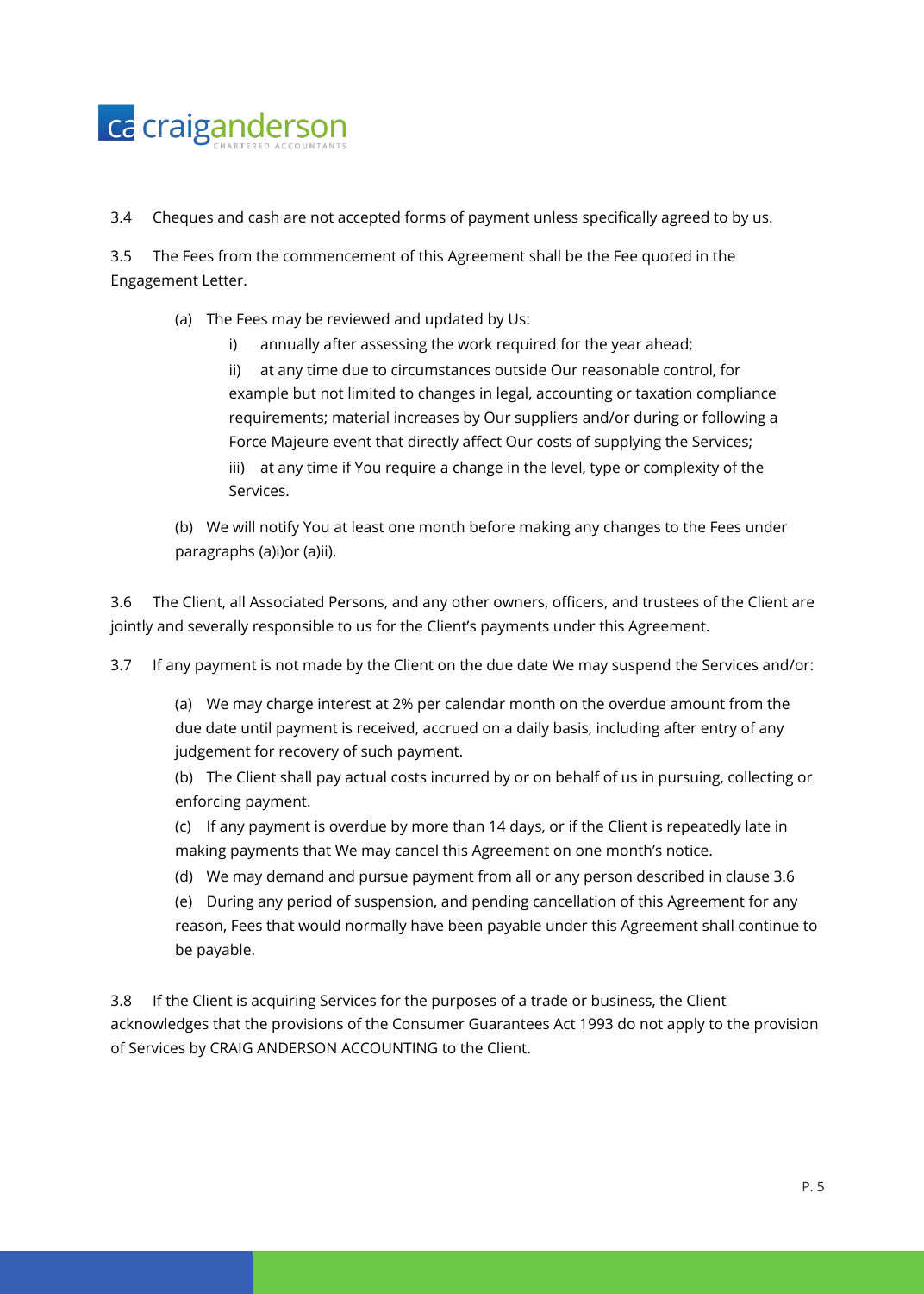3.4 Cheques and cash are not accepted forms of payment unless specifically agreed to by us.

3.5 The Fees from the commencement of this Agreement shall be the Fee quoted in the Engagement Letter.

(a) The Fees may be reviewed and updated by Us:

i) annually after assessing the work required for the year ahead;

ii) at any time due to circumstances outside Our reasonable control, for example but not limited to changes in legal, accounting or taxation compliance requirements; material increases by Our suppliers and/or during or following a Force Majeure event that directly affect Our costs of supplying the Services;

iii) at any time if You require a change in the level, type or complexity of the Services.

(b) We will notify You at least one month before making any changes to the Fees under paragraphs (a)i)or (a)ii).

3.6 The Client, all Associated Persons, and any other owners, officers, and trustees of the Client are jointly and severally responsible to us for the Client's payments under this Agreement.

3.7 If any payment is not made by the Client on the due date We may suspend the Services and/or:

(a) We may charge interest at 2% per calendar month on the overdue amount from the due date until payment is received, accrued on a daily basis, including after entry of any judgement for recovery of such payment.

(b) The Client shall pay actual costs incurred by or on behalf of us in pursuing, collecting or enforcing payment.

(c) If any payment is overdue by more than 14 days, or if the Client is repeatedly late in making payments that We may cancel this Agreement on one month's notice.

(d) We may demand and pursue payment from all or any person described in clause 3.6

(e) During any period of suspension, and pending cancellation of this Agreement for any reason, Fees that would normally have been payable under this Agreement shall continue to be payable.

3.8 If the Client is acquiring Services for the purposes of a trade or business, the Client acknowledges that the provisions of the Consumer Guarantees Act 1993 do not apply to the provision of Services by CRAIG ANDERSON ACCOUNTING to the Client.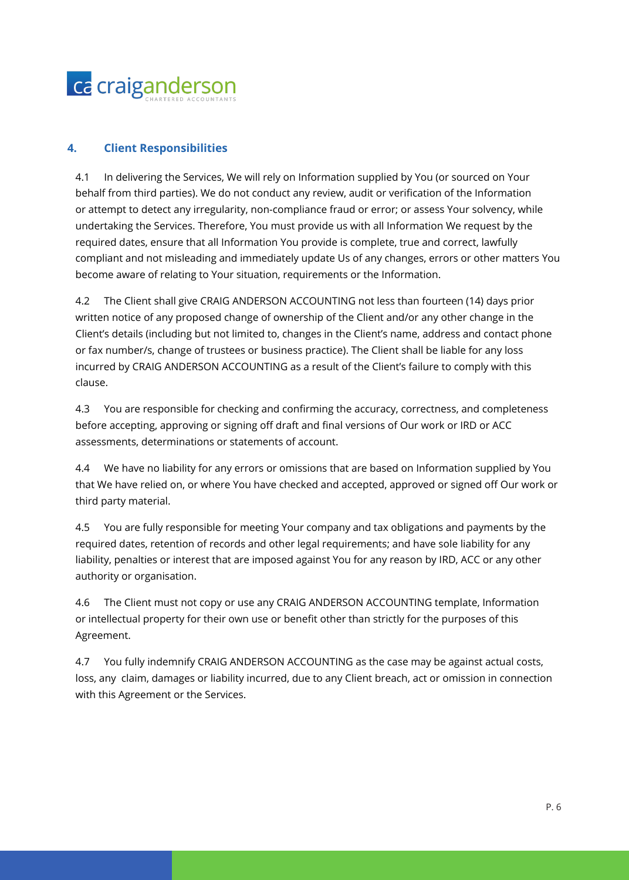## 4. Client Responsibilities

4.1 In delivering the Services, We will rely on Information supplied by You (or sourced on Your behalf from third parties). We do not conduct any review, audit or verification of the Information or attempt to detect any irregularity, non-compliance fraud or error; or assess Your solvency, while undertaking the Services. Therefore, You must provide us with all Information We request by the required dates, ensure that all Information You provide is complete, true and correct, lawfully compliant and not misleading and immediately update Us of any changes, errors or other matters You become aware of relating to Your situation, requirements or the Information.

4.2 The Client shall give CRAIG ANDERSON ACCOUNTING not less than fourteen (14) days prior written notice of any proposed change of ownership of the Client and/or any other change in the Client's details (including but not limited to, changes in the Client's name, address and contact phone or fax number/s, change of trustees or business practice). The Client shall be liable for any loss incurred by CRAIG ANDERSON ACCOUNTING as a result of the Client's failure to comply with this clause.

4.3 You are responsible for checking and confirming the accuracy, correctness, and completeness before accepting, approving or signing off draft and final versions of Our work or IRD or ACC assessments, determinations or statements of account.

4.4 We have no liability for any errors or omissions that are based on Information supplied by You that We have relied on, or where You have checked and accepted, approved or signed off Our work or third party material.

4.5 You are fully responsible for meeting Your company and tax obligations and payments by the required dates, retention of records and other legal requirements; and have sole liability for any liability, penalties or interest that are imposed against You for any reason by IRD, ACC or any other authority or organisation.

4.6 The Client must not copy or use any CRAIG ANDERSON ACCOUNTING template, Information or intellectual property for their own use or benefit other than strictly for the purposes of this Agreement.

4.7 You fully indemnify CRAIG ANDERSON ACCOUNTING as the case may be against actual costs, loss, any claim, damages or liability incurred, due to any Client breach, act or omission in connection with this Agreement or the Services.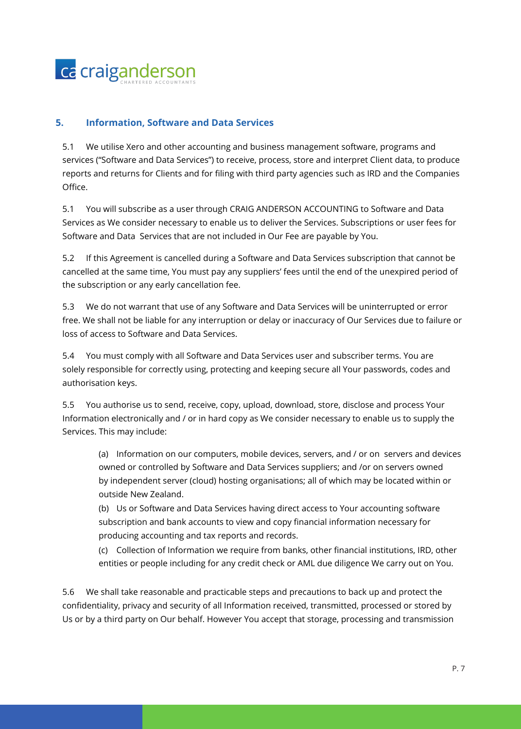## 5. Information, Software and Data Services

5.1 We utilise Xero and other accounting and business management software, programs and services ("Software and Data Services") to receive, process, store and interpret Client data, to produce reports and returns for Clients and for filing with third party agencies such as IRD and the Companies Office.

5.1 You will subscribe as a user through CRAIG ANDERSON ACCOUNTING to Software and Data Services as We consider necessary to enable us to deliver the Services. Subscriptions or user fees for Software and Data Services that are not included in Our Fee are payable by You.

5.2 If this Agreement is cancelled during a Software and Data Services subscription that cannot be cancelled at the same time, You must pay any suppliers' fees until the end of the unexpired period of the subscription or any early cancellation fee.

5.3 We do not warrant that use of any Software and Data Services will be uninterrupted or error free. We shall not be liable for any interruption or delay or inaccuracy of Our Services due to failure or loss of access to Software and Data Services.

5.4 You must comply with all Software and Data Services user and subscriber terms. You are solely responsible for correctly using, protecting and keeping secure all Your passwords, codes and authorisation keys.

5.5 You authorise us to send, receive, copy, upload, download, store, disclose and process Your Information electronically and / or in hard copy as We consider necessary to enable us to supply the Services. This may include:

> (a) Information on our computers, mobile devices, servers, and / or on servers and devices owned or controlled by Software and Data Services suppliers; and /or on servers owned by independent server (cloud) hosting organisations; all of which may be located within or outside New Zealand.
>
> (b) Us or Software and Data Services having direct access to Your accounting software subscription and bank accounts to view and copy financial information necessary for producing accounting and tax reports and records.
>
> (c) Collection of Information we require from banks, other financial institutions, IRD, other entities or people including for any credit check or AML due diligence We carry out on You.

5.6 We shall take reasonable and practicable steps and precautions to back up and protect the confidentiality, privacy and security of all Information received, transmitted, processed or stored by Us or by a third party on Our behalf. However You accept that storage, processing and transmission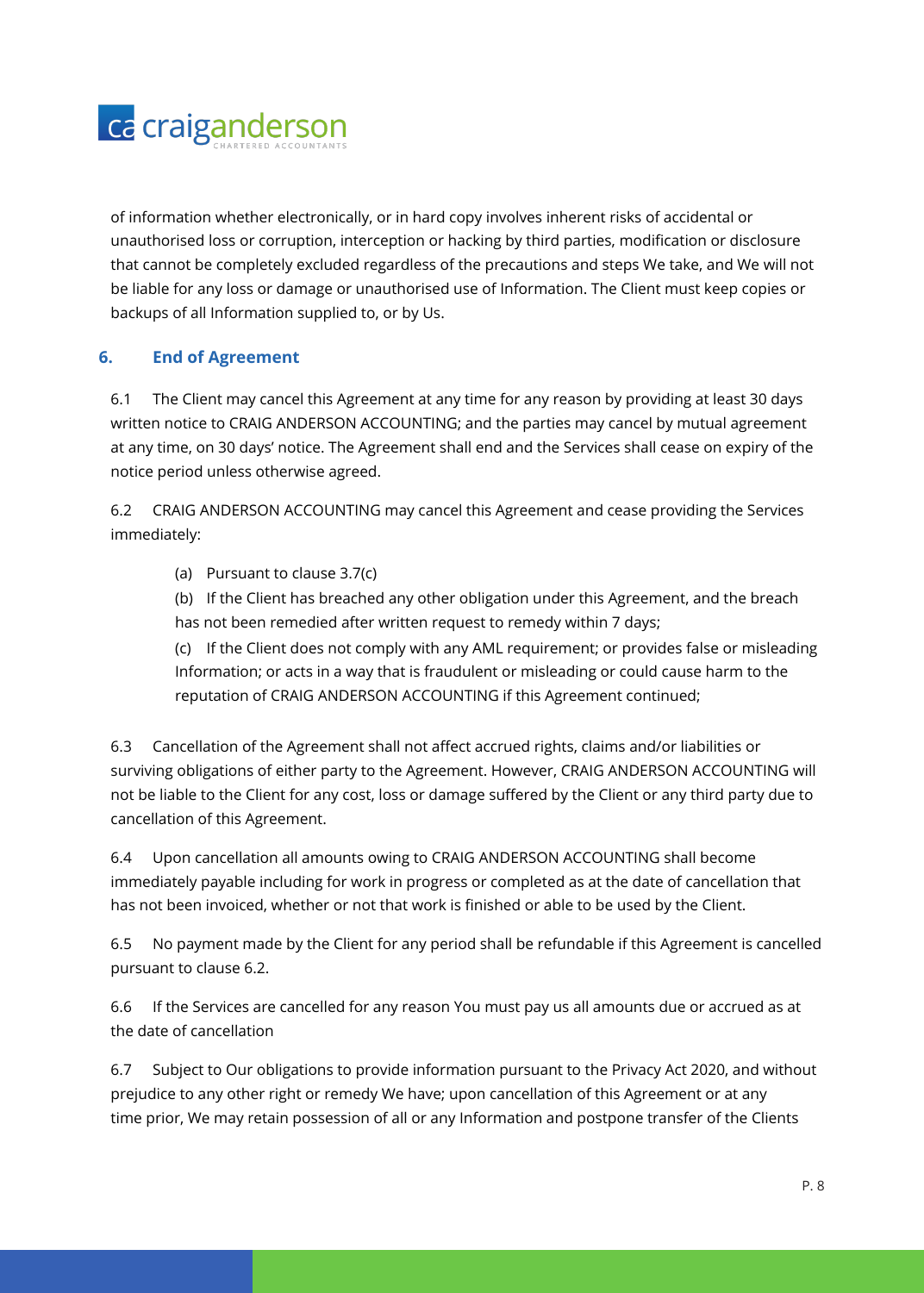of information whether electronically, or in hard copy involves inherent risks of accidental or unauthorised loss or corruption, interception or hacking by third parties, modification or disclosure that cannot be completely excluded regardless of the precautions and steps We take, and We will not be liable for any loss or damage or unauthorised use of Information. The Client must keep copies or backups of all Information supplied to, or by Us.

## 6. End of Agreement

6.1 The Client may cancel this Agreement at any time for any reason by providing at least 30 days written notice to CRAIG ANDERSON ACCOUNTING; and the parties may cancel by mutual agreement at any time, on 30 days' notice. The Agreement shall end and the Services shall cease on expiry of the notice period unless otherwise agreed.

6.2 CRAIG ANDERSON ACCOUNTING may cancel this Agreement and cease providing the Services immediately:

(a) Pursuant to clause 3.7(c)

(b) If the Client has breached any other obligation under this Agreement, and the breach has not been remedied after written request to remedy within 7 days;

(c) If the Client does not comply with any AML requirement; or provides false or misleading Information; or acts in a way that is fraudulent or misleading or could cause harm to the reputation of CRAIG ANDERSON ACCOUNTING if this Agreement continued;

6.3 Cancellation of the Agreement shall not affect accrued rights, claims and/or liabilities or surviving obligations of either party to the Agreement. However, CRAIG ANDERSON ACCOUNTING will not be liable to the Client for any cost, loss or damage suffered by the Client or any third party due to cancellation of this Agreement.

6.4 Upon cancellation all amounts owing to CRAIG ANDERSON ACCOUNTING shall become immediately payable including for work in progress or completed as at the date of cancellation that has not been invoiced, whether or not that work is finished or able to be used by the Client.

6.5 No payment made by the Client for any period shall be refundable if this Agreement is cancelled pursuant to clause 6.2.

6.6 If the Services are cancelled for any reason You must pay us all amounts due or accrued as at the date of cancellation

6.7 Subject to Our obligations to provide information pursuant to the Privacy Act 2020, and without prejudice to any other right or remedy We have; upon cancellation of this Agreement or at any time prior, We may retain possession of all or any Information and postpone transfer of the Clients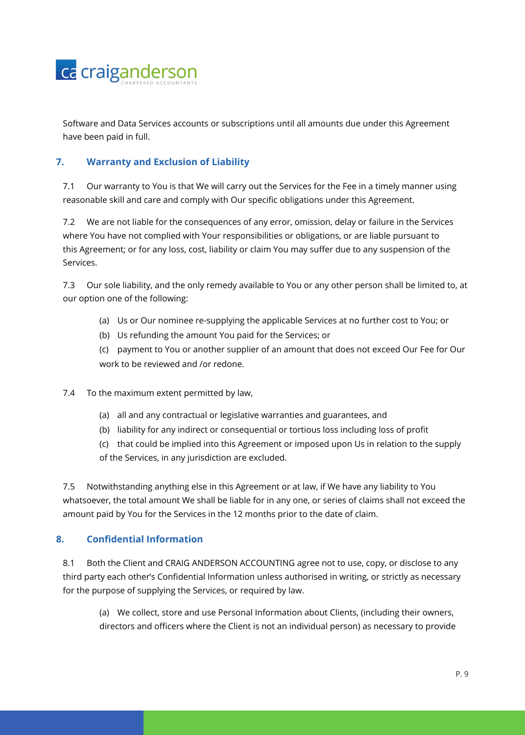Software and Data Services accounts or subscriptions until all amounts due under this Agreement have been paid in full.

## 7. Warranty and Exclusion of Liability

7.1 Our warranty to You is that We will carry out the Services for the Fee in a timely manner using reasonable skill and care and comply with Our specific obligations under this Agreement.

7.2 We are not liable for the consequences of any error, omission, delay or failure in the Services where You have not complied with Your responsibilities or obligations, or are liable pursuant to this Agreement; or for any loss, cost, liability or claim You may suffer due to any suspension of the Services.

7.3 Our sole liability, and the only remedy available to You or any other person shall be limited to, at our option one of the following:

(a) Us or Our nominee re-supplying the applicable Services at no further cost to You; or

(b) Us refunding the amount You paid for the Services; or

(c) payment to You or another supplier of an amount that does not exceed Our Fee for Our work to be reviewed and /or redone.

7.4 To the maximum extent permitted by law,

(a) all and any contractual or legislative warranties and guarantees, and

(b) liability for any indirect or consequential or tortious loss including loss of profit

(c) that could be implied into this Agreement or imposed upon Us in relation to the supply of the Services, in any jurisdiction are excluded.

7.5 Notwithstanding anything else in this Agreement or at law, if We have any liability to You whatsoever, the total amount We shall be liable for in any one, or series of claims shall not exceed the amount paid by You for the Services in the 12 months prior to the date of claim.

## 8. Confidential Information

8.1 Both the Client and CRAIG ANDERSON ACCOUNTING agree not to use, copy, or disclose to any third party each other's Confidential Information unless authorised in writing, or strictly as necessary for the purpose of supplying the Services, or required by law.

(a) We collect, store and use Personal Information about Clients, (including their owners, directors and officers where the Client is not an individual person) as necessary to provide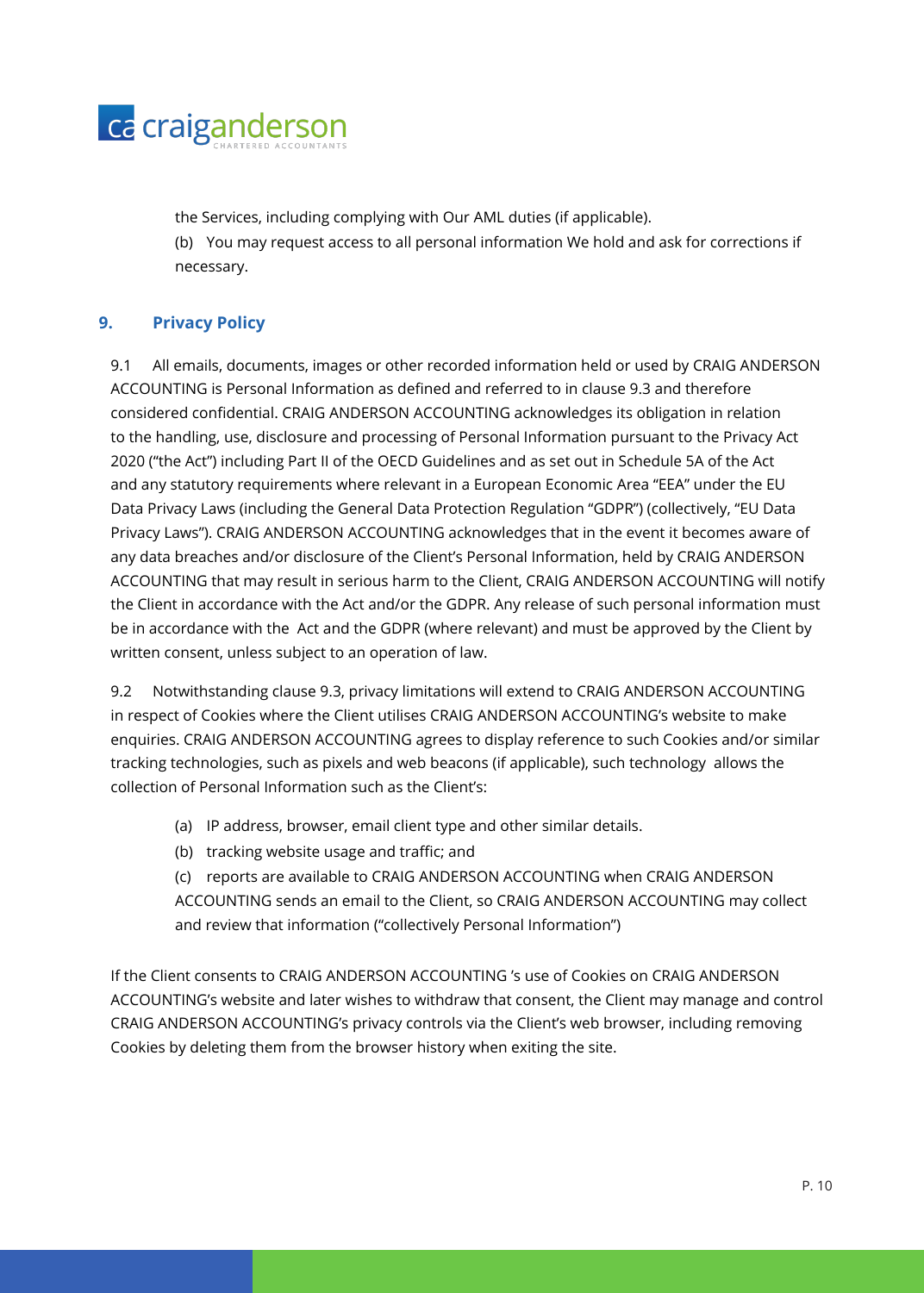the Services, including complying with Our AML duties (if applicable).

(b) You may request access to all personal information We hold and ask for corrections if necessary.

## 9. Privacy Policy

9.1 All emails, documents, images or other recorded information held or used by CRAIG ANDERSON ACCOUNTING is Personal Information as defined and referred to in clause 9.3 and therefore considered confidential. CRAIG ANDERSON ACCOUNTING acknowledges its obligation in relation to the handling, use, disclosure and processing of Personal Information pursuant to the Privacy Act 2020 ("the Act") including Part II of the OECD Guidelines and as set out in Schedule 5A of the Act and any statutory requirements where relevant in a European Economic Area "EEA" under the EU Data Privacy Laws (including the General Data Protection Regulation "GDPR") (collectively, "EU Data Privacy Laws"). CRAIG ANDERSON ACCOUNTING acknowledges that in the event it becomes aware of any data breaches and/or disclosure of the Client's Personal Information, held by CRAIG ANDERSON ACCOUNTING that may result in serious harm to the Client, CRAIG ANDERSON ACCOUNTING will notify the Client in accordance with the Act and/or the GDPR. Any release of such personal information must be in accordance with the Act and the GDPR (where relevant) and must be approved by the Client by written consent, unless subject to an operation of law.

9.2 Notwithstanding clause 9.3, privacy limitations will extend to CRAIG ANDERSON ACCOUNTING in respect of Cookies where the Client utilises CRAIG ANDERSON ACCOUNTING's website to make enquiries. CRAIG ANDERSON ACCOUNTING agrees to display reference to such Cookies and/or similar tracking technologies, such as pixels and web beacons (if applicable), such technology allows the collection of Personal Information such as the Client's:

(a) IP address, browser, email client type and other similar details.

(b) tracking website usage and traffic; and

(c) reports are available to CRAIG ANDERSON ACCOUNTING when CRAIG ANDERSON ACCOUNTING sends an email to the Client, so CRAIG ANDERSON ACCOUNTING may collect and review that information ("collectively Personal Information")

If the Client consents to CRAIG ANDERSON ACCOUNTING 's use of Cookies on CRAIG ANDERSON ACCOUNTING's website and later wishes to withdraw that consent, the Client may manage and control CRAIG ANDERSON ACCOUNTING's privacy controls via the Client's web browser, including removing Cookies by deleting them from the browser history when exiting the site.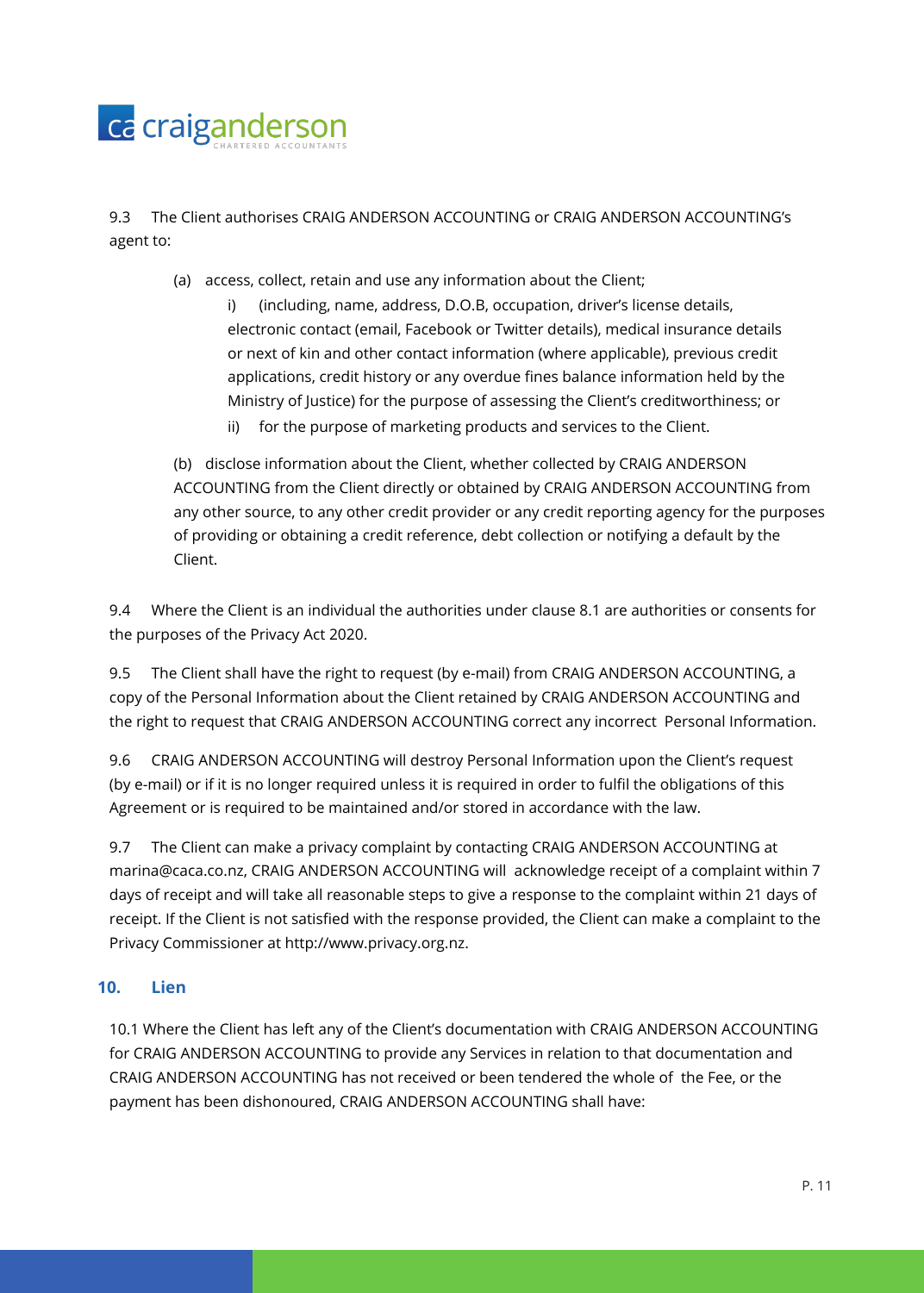9.3 The Client authorises CRAIG ANDERSON ACCOUNTING or CRAIG ANDERSON ACCOUNTING's agent to:

(a) access, collect, retain and use any information about the Client;

i) (including, name, address, D.O.B, occupation, driver's license details, electronic contact (email, Facebook or Twitter details), medical insurance details or next of kin and other contact information (where applicable), previous credit applications, credit history or any overdue fines balance information held by the Ministry of Justice) for the purpose of assessing the Client's creditworthiness; or

ii) for the purpose of marketing products and services to the Client.

(b) disclose information about the Client, whether collected by CRAIG ANDERSON ACCOUNTING from the Client directly or obtained by CRAIG ANDERSON ACCOUNTING from any other source, to any other credit provider or any credit reporting agency for the purposes of providing or obtaining a credit reference, debt collection or notifying a default by the Client.

9.4 Where the Client is an individual the authorities under clause 8.1 are authorities or consents for the purposes of the Privacy Act 2020.

9.5 The Client shall have the right to request (by e-mail) from CRAIG ANDERSON ACCOUNTING, a copy of the Personal Information about the Client retained by CRAIG ANDERSON ACCOUNTING and the right to request that CRAIG ANDERSON ACCOUNTING correct any incorrect Personal Information.

9.6 CRAIG ANDERSON ACCOUNTING will destroy Personal Information upon the Client's request (by e-mail) or if it is no longer required unless it is required in order to fulfil the obligations of this Agreement or is required to be maintained and/or stored in accordance with the law.

9.7 The Client can make a privacy complaint by contacting CRAIG ANDERSON ACCOUNTING at marina@caca.co.nz, CRAIG ANDERSON ACCOUNTING will acknowledge receipt of a complaint within 7 days of receipt and will take all reasonable steps to give a response to the complaint within 21 days of receipt. If the Client is not satisfied with the response provided, the Client can make a complaint to the Privacy Commissioner at http://www.privacy.org.nz.

## 10. Lien

10.1 Where the Client has left any of the Client's documentation with CRAIG ANDERSON ACCOUNTING for CRAIG ANDERSON ACCOUNTING to provide any Services in relation to that documentation and CRAIG ANDERSON ACCOUNTING has not received or been tendered the whole of the Fee, or the payment has been dishonoured, CRAIG ANDERSON ACCOUNTING shall have: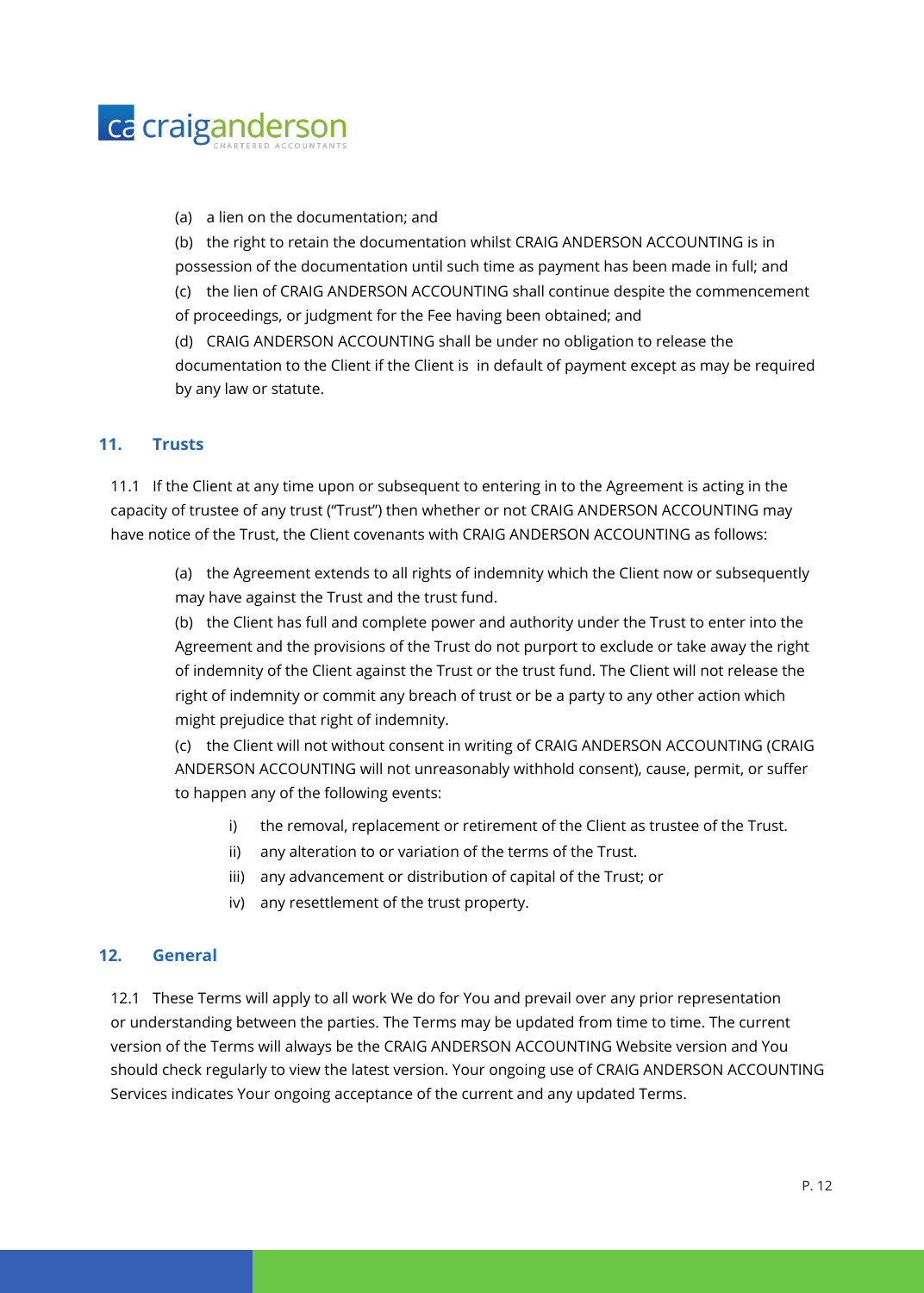(a) a lien on the documentation; and

(b) the right to retain the documentation whilst CRAIG ANDERSON ACCOUNTING is in possession of the documentation until such time as payment has been made in full; and

(c) the lien of CRAIG ANDERSON ACCOUNTING shall continue despite the commencement of proceedings, or judgment for the Fee having been obtained; and

(d) CRAIG ANDERSON ACCOUNTING shall be under no obligation to release the documentation to the Client if the Client is in default of payment except as may be required by any law or statute.

## 11. Trusts

11.1 If the Client at any time upon or subsequent to entering in to the Agreement is acting in the capacity of trustee of any trust ("Trust") then whether or not CRAIG ANDERSON ACCOUNTING may have notice of the Trust, the Client covenants with CRAIG ANDERSON ACCOUNTING as follows:

(a) the Agreement extends to all rights of indemnity which the Client now or subsequently may have against the Trust and the trust fund.

(b) the Client has full and complete power and authority under the Trust to enter into the Agreement and the provisions of the Trust do not purport to exclude or take away the right of indemnity of the Client against the Trust or the trust fund. The Client will not release the right of indemnity or commit any breach of trust or be a party to any other action which might prejudice that right of indemnity.

(c) the Client will not without consent in writing of CRAIG ANDERSON ACCOUNTING (CRAIG ANDERSON ACCOUNTING will not unreasonably withhold consent), cause, permit, or suffer to happen any of the following events:

i) the removal, replacement or retirement of the Client as trustee of the Trust.

ii) any alteration to or variation of the terms of the Trust.

iii) any advancement or distribution of capital of the Trust; or

iv) any resettlement of the trust property.

## 12. General

12.1 These Terms will apply to all work We do for You and prevail over any prior representation or understanding between the parties. The Terms may be updated from time to time. The current version of the Terms will always be the CRAIG ANDERSON ACCOUNTING Website version and You should check regularly to view the latest version. Your ongoing use of CRAIG ANDERSON ACCOUNTING Services indicates Your ongoing acceptance of the current and any updated Terms.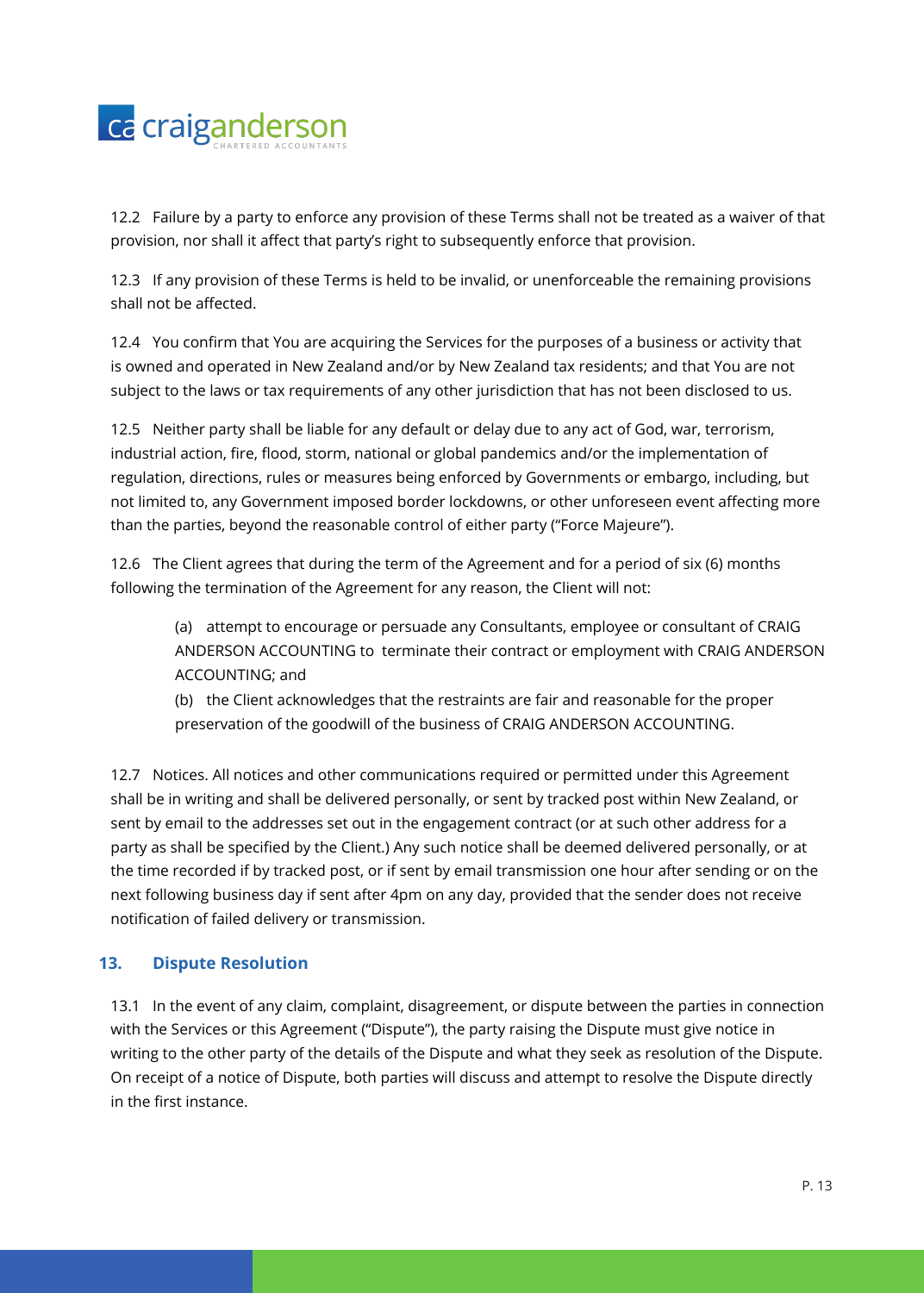12.2 Failure by a party to enforce any provision of these Terms shall not be treated as a waiver of that provision, nor shall it affect that party's right to subsequently enforce that provision.

12.3 If any provision of these Terms is held to be invalid, or unenforceable the remaining provisions shall not be affected.

12.4 You confirm that You are acquiring the Services for the purposes of a business or activity that is owned and operated in New Zealand and/or by New Zealand tax residents; and that You are not subject to the laws or tax requirements of any other jurisdiction that has not been disclosed to us.

12.5 Neither party shall be liable for any default or delay due to any act of God, war, terrorism, industrial action, fire, flood, storm, national or global pandemics and/or the implementation of regulation, directions, rules or measures being enforced by Governments or embargo, including, but not limited to, any Government imposed border lockdowns, or other unforeseen event affecting more than the parties, beyond the reasonable control of either party ("Force Majeure").

12.6 The Client agrees that during the term of the Agreement and for a period of six (6) months following the termination of the Agreement for any reason, the Client will not:

> (a) attempt to encourage or persuade any Consultants, employee or consultant of CRAIG ANDERSON ACCOUNTING to terminate their contract or employment with CRAIG ANDERSON ACCOUNTING; and
>
> (b) the Client acknowledges that the restraints are fair and reasonable for the proper preservation of the goodwill of the business of CRAIG ANDERSON ACCOUNTING.

12.7 Notices. All notices and other communications required or permitted under this Agreement shall be in writing and shall be delivered personally, or sent by tracked post within New Zealand, or sent by email to the addresses set out in the engagement contract (or at such other address for a party as shall be specified by the Client.) Any such notice shall be deemed delivered personally, or at the time recorded if by tracked post, or if sent by email transmission one hour after sending or on the next following business day if sent after 4pm on any day, provided that the sender does not receive notification of failed delivery or transmission.

## 13. Dispute Resolution

13.1 In the event of any claim, complaint, disagreement, or dispute between the parties in connection with the Services or this Agreement ("Dispute"), the party raising the Dispute must give notice in writing to the other party of the details of the Dispute and what they seek as resolution of the Dispute. On receipt of a notice of Dispute, both parties will discuss and attempt to resolve the Dispute directly in the first instance.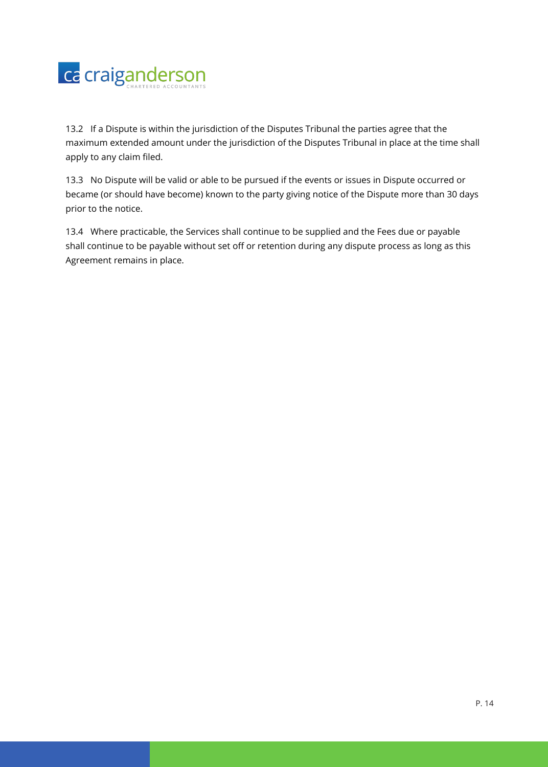13.2 If a Dispute is within the jurisdiction of the Disputes Tribunal the parties agree that the maximum extended amount under the jurisdiction of the Disputes Tribunal in place at the time shall apply to any claim filed.

13.3 No Dispute will be valid or able to be pursued if the events or issues in Dispute occurred or became (or should have become) known to the party giving notice of the Dispute more than 30 days prior to the notice.

13.4 Where practicable, the Services shall continue to be supplied and the Fees due or payable shall continue to be payable without set off or retention during any dispute process as long as this Agreement remains in place.